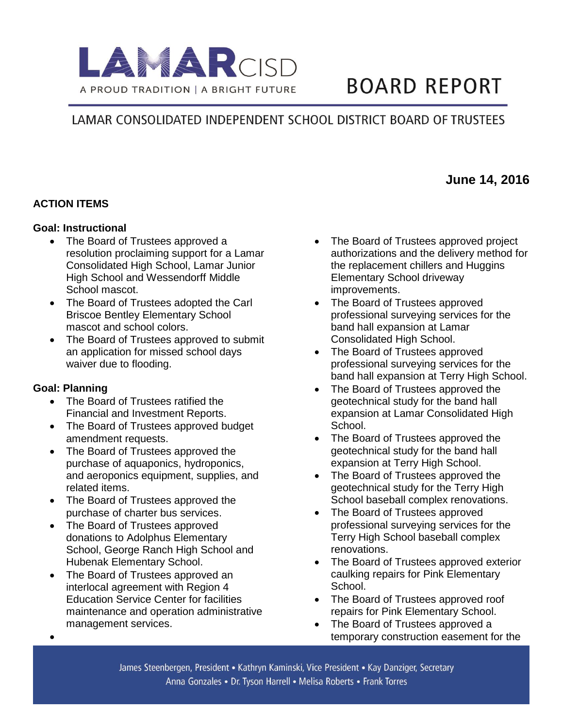# LAMAR CISD

A PROUD TRADITION | A BRIGHT FUTURE

# BOARD REPORT

## LAMAR CONSOLIDATED INDEPENDENT SCHOOL DISTRICT BOARD OF TRUSTEES

**June 14, 2016**

**ACTION ITEMS**

**Goal: Instructional**

- The Board of Trustees approved a resolution proclaiming support for a Lamar Consolidated High School, Lamar Junior High School and Wessendorff Middle School mascot.
- The Board of Trustees adopted the Carl Briscoe Bentley Elementary School mascot and school colors.
- The Board of Trustees approved to submit an application for missed school days waiver due to flooding.

**Goal: Planning**

- The Board of Trustees ratified the Financial and Investment Reports.
- The Board of Trustees approved budget amendment requests.
- The Board of Trustees approved the purchase of aquaponics, hydroponics, and aeroponics equipment, supplies, and related items.
- The Board of Trustees approved the purchase of charter bus services.
- The Board of Trustees approved donations to Adolphus Elementary School, George Ranch High School and Hubenak Elementary School.
- The Board of Trustees approved an interlocal agreement with Region 4 Education Service Center for facilities maintenance and operation administrative management services.
- 
- The Board of Trustees approved project authorizations and the delivery method for the replacement chillers and Huggins Elementary School driveway improvements.
- The Board of Trustees approved professional surveying services for the band hall expansion at Lamar Consolidated High School.
- The Board of Trustees approved professional surveying services for the band hall expansion at Terry High School.
- The Board of Trustees approved the geotechnical study for the band hall expansion at Lamar Consolidated High School.
- The Board of Trustees approved the geotechnical study for the band hall expansion at Terry High School.
- The Board of Trustees approved the geotechnical study for the Terry High School baseball complex renovations.
- The Board of Trustees approved professional surveying services for the Terry High School baseball complex renovations.
- The Board of Trustees approved exterior caulking repairs for Pink Elementary School.
- The Board of Trustees approved roof repairs for Pink Elementary School.
- The Board of Trustees approved a temporary construction easement for the

James Steenbergen, President • Kathryn Kaminski, Vice President • Kay Danziger, Secretary
Anna Gonzales • Dr. Tyson Harrell • Melisa Roberts • Frank Torres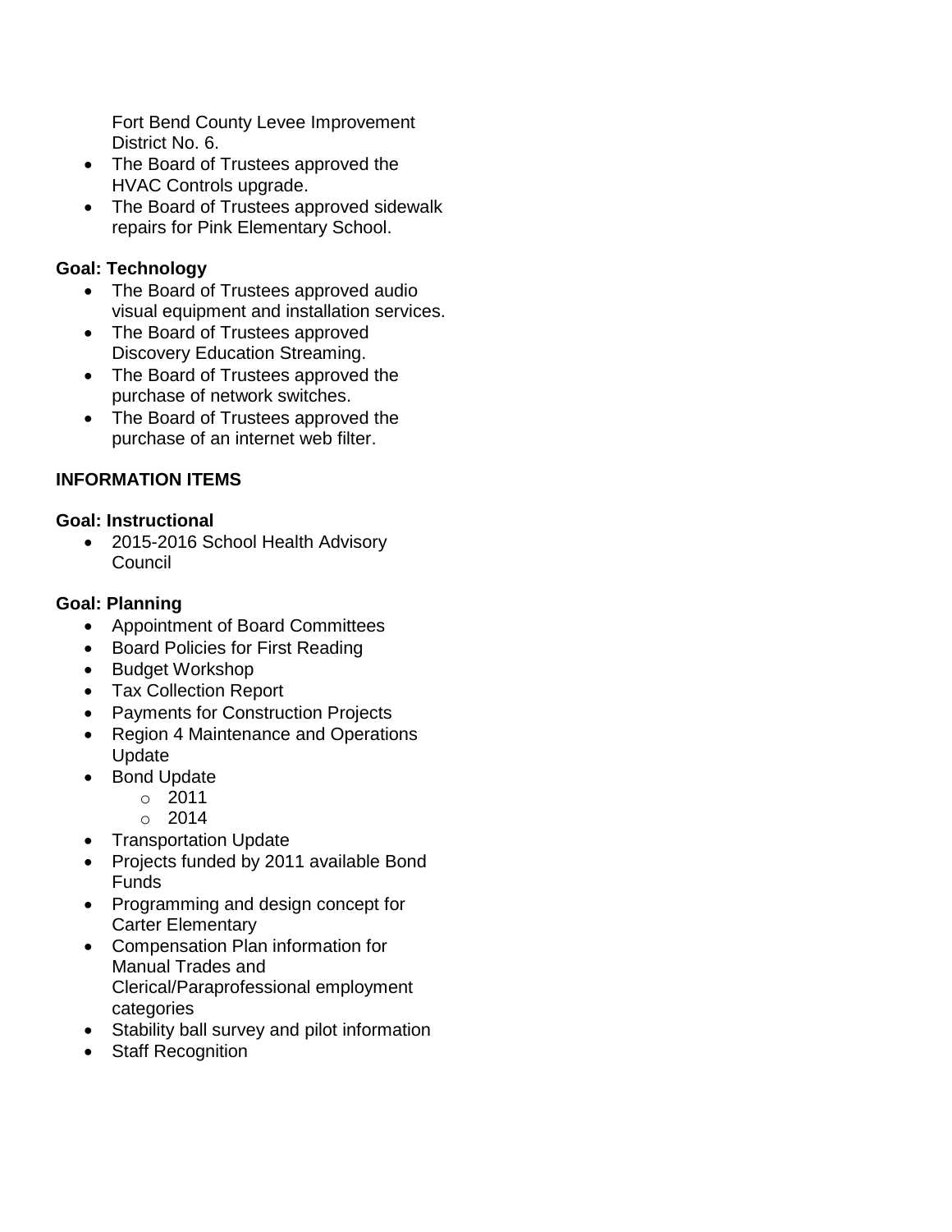Fort Bend County Levee Improvement District No. 6.

- The Board of Trustees approved the HVAC Controls upgrade.
- The Board of Trustees approved sidewalk repairs for Pink Elementary School.

**Goal: Technology**

- The Board of Trustees approved audio visual equipment and installation services.
- The Board of Trustees approved Discovery Education Streaming.
- The Board of Trustees approved the purchase of network switches.
- The Board of Trustees approved the purchase of an internet web filter.

**INFORMATION ITEMS**

**Goal: Instructional**

- 2015-2016 School Health Advisory Council

**Goal: Planning**

- Appointment of Board Committees
- Board Policies for First Reading
- Budget Workshop
- Tax Collection Report
- Payments for Construction Projects
- Region 4 Maintenance and Operations Update
- Bond Update
  - 2011
  - 2014
- Transportation Update
- Projects funded by 2011 available Bond Funds
- Programming and design concept for Carter Elementary
- Compensation Plan information for Manual Trades and Clerical/Paraprofessional employment categories
- Stability ball survey and pilot information
- Staff Recognition